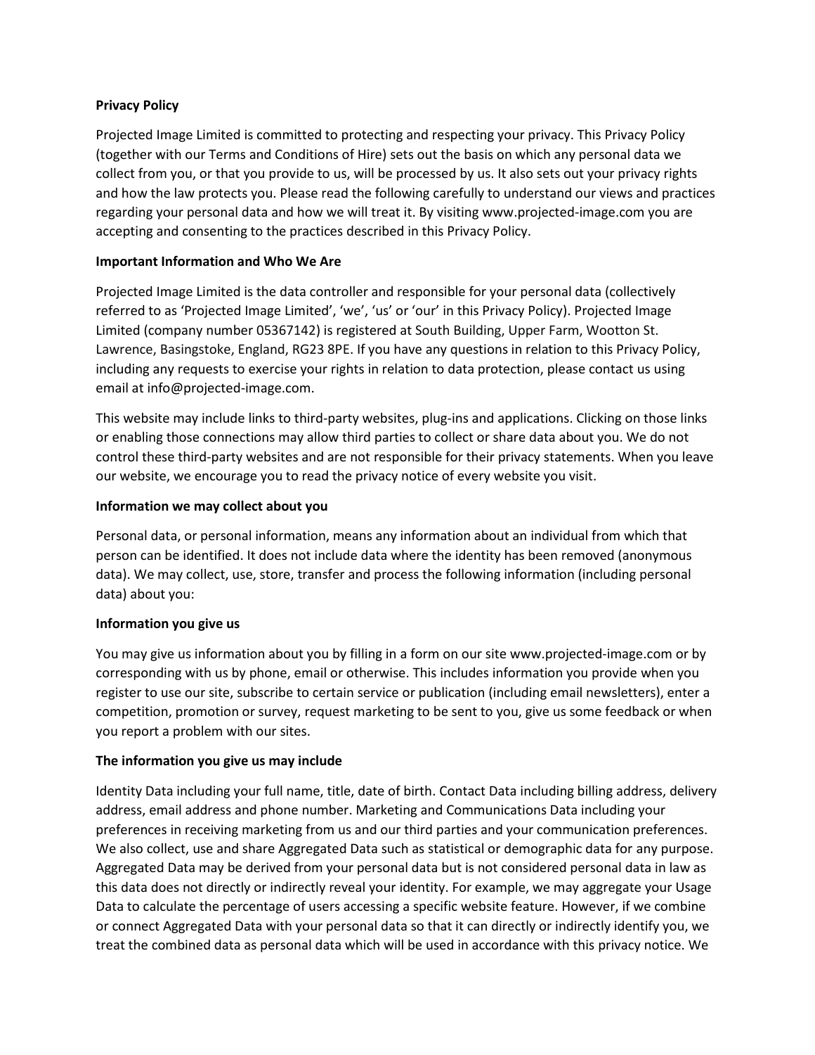**Privacy Policy**

Projected Image Limited is committed to protecting and respecting your privacy. This Privacy Policy (together with our Terms and Conditions of Hire) sets out the basis on which any personal data we collect from you, or that you provide to us, will be processed by us. It also sets out your privacy rights and how the law protects you. Please read the following carefully to understand our views and practices regarding your personal data and how we will treat it. By visiting www.projected-image.com you are accepting and consenting to the practices described in this Privacy Policy.

**Important Information and Who We Are**

Projected Image Limited is the data controller and responsible for your personal data (collectively referred to as 'Projected Image Limited', 'we', 'us' or 'our' in this Privacy Policy). Projected Image Limited (company number 05367142) is registered at South Building, Upper Farm, Wootton St. Lawrence, Basingstoke, England, RG23 8PE. If you have any questions in relation to this Privacy Policy, including any requests to exercise your rights in relation to data protection, please contact us using email at info@projected-image.com.

This website may include links to third-party websites, plug-ins and applications. Clicking on those links or enabling those connections may allow third parties to collect or share data about you. We do not control these third-party websites and are not responsible for their privacy statements. When you leave our website, we encourage you to read the privacy notice of every website you visit.

**Information we may collect about you**

Personal data, or personal information, means any information about an individual from which that person can be identified. It does not include data where the identity has been removed (anonymous data). We may collect, use, store, transfer and process the following information (including personal data) about you:

**Information you give us**

You may give us information about you by filling in a form on our site www.projected-image.com or by corresponding with us by phone, email or otherwise. This includes information you provide when you register to use our site, subscribe to certain service or publication (including email newsletters), enter a competition, promotion or survey, request marketing to be sent to you, give us some feedback or when you report a problem with our sites.

**The information you give us may include**

Identity Data including your full name, title, date of birth. Contact Data including billing address, delivery address, email address and phone number. Marketing and Communications Data including your preferences in receiving marketing from us and our third parties and your communication preferences. We also collect, use and share Aggregated Data such as statistical or demographic data for any purpose. Aggregated Data may be derived from your personal data but is not considered personal data in law as this data does not directly or indirectly reveal your identity. For example, we may aggregate your Usage Data to calculate the percentage of users accessing a specific website feature. However, if we combine or connect Aggregated Data with your personal data so that it can directly or indirectly identify you, we treat the combined data as personal data which will be used in accordance with this privacy notice. We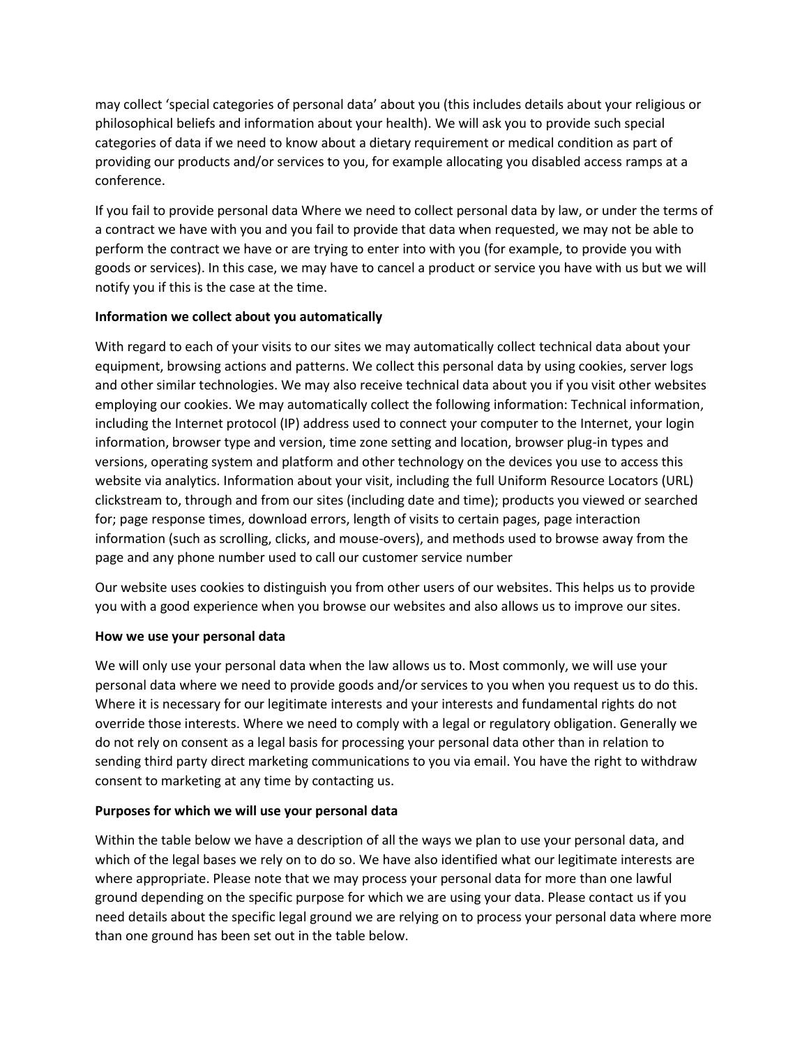may collect 'special categories of personal data' about you (this includes details about your religious or philosophical beliefs and information about your health). We will ask you to provide such special categories of data if we need to know about a dietary requirement or medical condition as part of providing our products and/or services to you, for example allocating you disabled access ramps at a conference.

If you fail to provide personal data Where we need to collect personal data by law, or under the terms of a contract we have with you and you fail to provide that data when requested, we may not be able to perform the contract we have or are trying to enter into with you (for example, to provide you with goods or services). In this case, we may have to cancel a product or service you have with us but we will notify you if this is the case at the time.

**Information we collect about you automatically**

With regard to each of your visits to our sites we may automatically collect technical data about your equipment, browsing actions and patterns. We collect this personal data by using cookies, server logs and other similar technologies. We may also receive technical data about you if you visit other websites employing our cookies. We may automatically collect the following information: Technical information, including the Internet protocol (IP) address used to connect your computer to the Internet, your login information, browser type and version, time zone setting and location, browser plug-in types and versions, operating system and platform and other technology on the devices you use to access this website via analytics. Information about your visit, including the full Uniform Resource Locators (URL) clickstream to, through and from our sites (including date and time); products you viewed or searched for; page response times, download errors, length of visits to certain pages, page interaction information (such as scrolling, clicks, and mouse-overs), and methods used to browse away from the page and any phone number used to call our customer service number

Our website uses cookies to distinguish you from other users of our websites. This helps us to provide you with a good experience when you browse our websites and also allows us to improve our sites.

**How we use your personal data**

We will only use your personal data when the law allows us to. Most commonly, we will use your personal data where we need to provide goods and/or services to you when you request us to do this. Where it is necessary for our legitimate interests and your interests and fundamental rights do not override those interests. Where we need to comply with a legal or regulatory obligation. Generally we do not rely on consent as a legal basis for processing your personal data other than in relation to sending third party direct marketing communications to you via email. You have the right to withdraw consent to marketing at any time by contacting us.

**Purposes for which we will use your personal data**

Within the table below we have a description of all the ways we plan to use your personal data, and which of the legal bases we rely on to do so. We have also identified what our legitimate interests are where appropriate. Please note that we may process your personal data for more than one lawful ground depending on the specific purpose for which we are using your data. Please contact us if you need details about the specific legal ground we are relying on to process your personal data where more than one ground has been set out in the table below.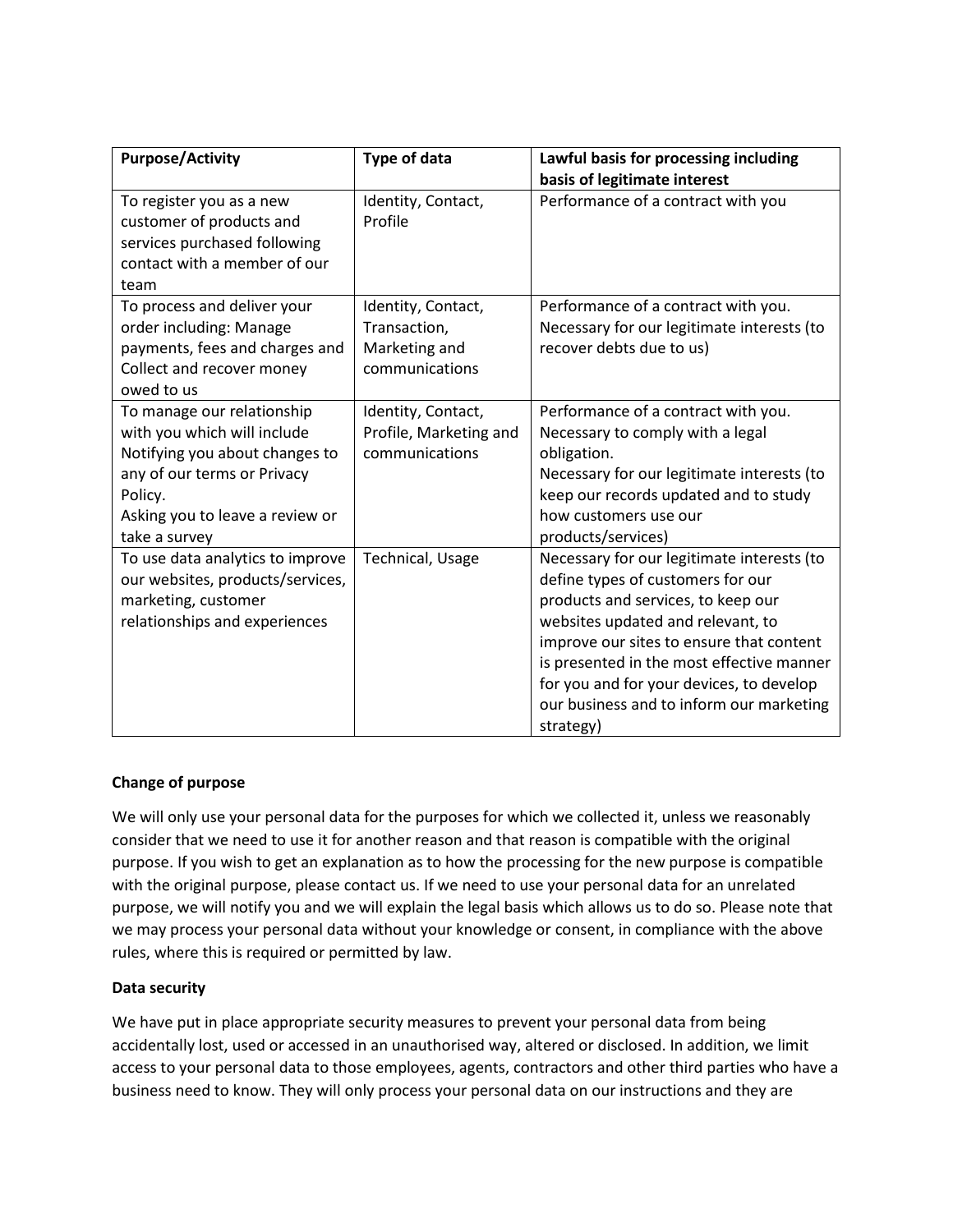| Purpose/Activity | Type of data | Lawful basis for processing including basis of legitimate interest |
| --- | --- | --- |
| To register you as a new customer of products and services purchased following contact with a member of our team | Identity, Contact, Profile | Performance of a contract with you |
| To process and deliver your order including: Manage payments, fees and charges and Collect and recover money owed to us | Identity, Contact, Transaction, Marketing and communications | Performance of a contract with you. Necessary for our legitimate interests (to recover debts due to us) |
| To manage our relationship with you which will include Notifying you about changes to any of our terms or Privacy Policy. Asking you to leave a review or take a survey | Identity, Contact, Profile, Marketing and communications | Performance of a contract with you. Necessary to comply with a legal obligation. Necessary for our legitimate interests (to keep our records updated and to study how customers use our products/services) |
| To use data analytics to improve our websites, products/services, marketing, customer relationships and experiences | Technical, Usage | Necessary for our legitimate interests (to define types of customers for our products and services, to keep our websites updated and relevant, to improve our sites to ensure that content is presented in the most effective manner for you and for your devices, to develop our business and to inform our marketing strategy) |

**Change of purpose**

We will only use your personal data for the purposes for which we collected it, unless we reasonably consider that we need to use it for another reason and that reason is compatible with the original purpose. If you wish to get an explanation as to how the processing for the new purpose is compatible with the original purpose, please contact us. If we need to use your personal data for an unrelated purpose, we will notify you and we will explain the legal basis which allows us to do so. Please note that we may process your personal data without your knowledge or consent, in compliance with the above rules, where this is required or permitted by law.

**Data security**

We have put in place appropriate security measures to prevent your personal data from being accidentally lost, used or accessed in an unauthorised way, altered or disclosed. In addition, we limit access to your personal data to those employees, agents, contractors and other third parties who have a business need to know. They will only process your personal data on our instructions and they are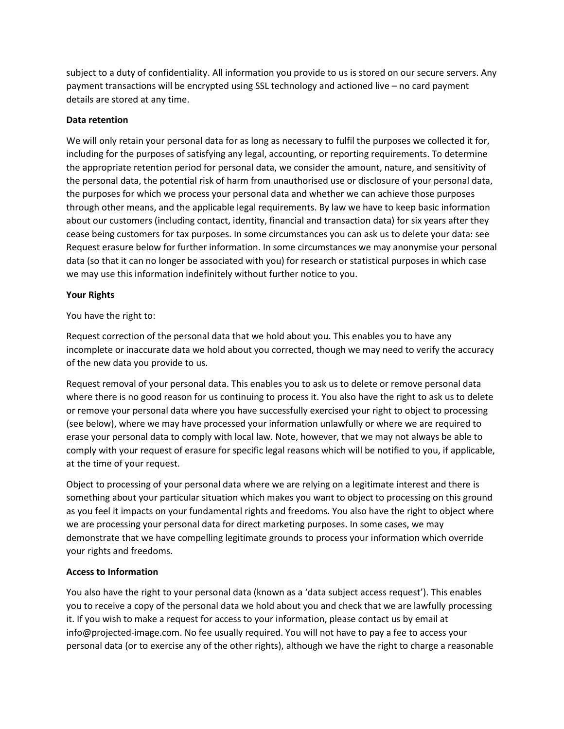subject to a duty of confidentiality. All information you provide to us is stored on our secure servers. Any payment transactions will be encrypted using SSL technology and actioned live – no card payment details are stored at any time.

**Data retention**

We will only retain your personal data for as long as necessary to fulfil the purposes we collected it for, including for the purposes of satisfying any legal, accounting, or reporting requirements. To determine the appropriate retention period for personal data, we consider the amount, nature, and sensitivity of the personal data, the potential risk of harm from unauthorised use or disclosure of your personal data, the purposes for which we process your personal data and whether we can achieve those purposes through other means, and the applicable legal requirements. By law we have to keep basic information about our customers (including contact, identity, financial and transaction data) for six years after they cease being customers for tax purposes. In some circumstances you can ask us to delete your data: see Request erasure below for further information. In some circumstances we may anonymise your personal data (so that it can no longer be associated with you) for research or statistical purposes in which case we may use this information indefinitely without further notice to you.

**Your Rights**

You have the right to:

Request correction of the personal data that we hold about you. This enables you to have any incomplete or inaccurate data we hold about you corrected, though we may need to verify the accuracy of the new data you provide to us.

Request removal of your personal data. This enables you to ask us to delete or remove personal data where there is no good reason for us continuing to process it. You also have the right to ask us to delete or remove your personal data where you have successfully exercised your right to object to processing (see below), where we may have processed your information unlawfully or where we are required to erase your personal data to comply with local law. Note, however, that we may not always be able to comply with your request of erasure for specific legal reasons which will be notified to you, if applicable, at the time of your request.

Object to processing of your personal data where we are relying on a legitimate interest and there is something about your particular situation which makes you want to object to processing on this ground as you feel it impacts on your fundamental rights and freedoms. You also have the right to object where we are processing your personal data for direct marketing purposes. In some cases, we may demonstrate that we have compelling legitimate grounds to process your information which override your rights and freedoms.

**Access to Information**

You also have the right to your personal data (known as a 'data subject access request'). This enables you to receive a copy of the personal data we hold about you and check that we are lawfully processing it. If you wish to make a request for access to your information, please contact us by email at info@projected-image.com. No fee usually required. You will not have to pay a fee to access your personal data (or to exercise any of the other rights), although we have the right to charge a reasonable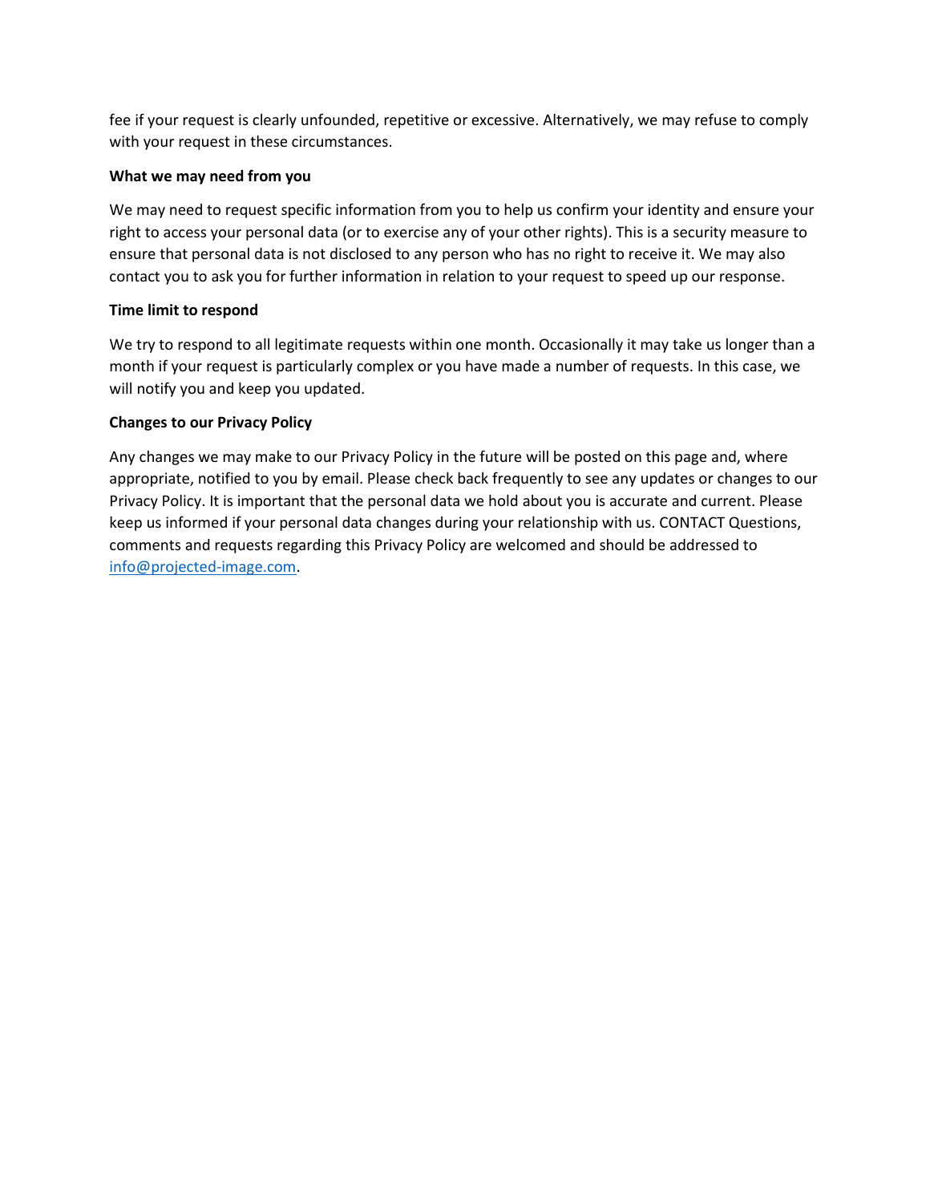fee if your request is clearly unfounded, repetitive or excessive. Alternatively, we may refuse to comply with your request in these circumstances.

**What we may need from you**

We may need to request specific information from you to help us confirm your identity and ensure your right to access your personal data (or to exercise any of your other rights). This is a security measure to ensure that personal data is not disclosed to any person who has no right to receive it. We may also contact you to ask you for further information in relation to your request to speed up our response.

**Time limit to respond**

We try to respond to all legitimate requests within one month. Occasionally it may take us longer than a month if your request is particularly complex or you have made a number of requests. In this case, we will notify you and keep you updated.

**Changes to our Privacy Policy**

Any changes we may make to our Privacy Policy in the future will be posted on this page and, where appropriate, notified to you by email. Please check back frequently to see any updates or changes to our Privacy Policy. It is important that the personal data we hold about you is accurate and current. Please keep us informed if your personal data changes during your relationship with us. CONTACT Questions, comments and requests regarding this Privacy Policy are welcomed and should be addressed to [info@projected-image.com](mailto:info@projected-image.com).